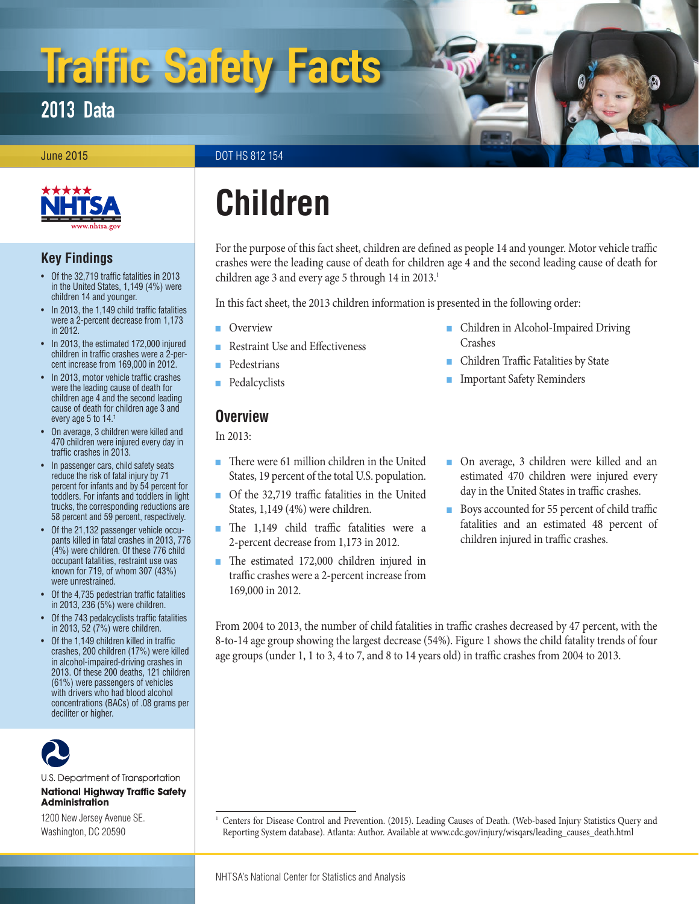# Traffic Safety Facts

## 2013 Data

June 2015

DOT HS 812 154

# Children

For the purpose of this fact sheet, children are defined as people 14 and younger. Motor vehicle traffic crashes were the leading cause of death for children age 4 and the second leading cause of death for children age 3 and every age 5 through 14 in 2013.[1]

In this fact sheet, the 2013 children information is presented in the following order:

- Overview
- Restraint Use and Effectiveness
- Pedestrians
- Pedalcyclists
- Children in Alcohol-Impaired Driving Crashes
- Children Traffic Fatalities by State
- Important Safety Reminders

## Key Findings

- Of the 32,719 traffic fatalities in 2013 in the United States, 1,149 (4%) were children 14 and younger.
- In 2013, the 1,149 child traffic fatalities were a 2-percent decrease from 1,173 in 2012.
- In 2013, the estimated 172,000 injured children in traffic crashes were a 2-percent increase from 169,000 in 2012.
- In 2013, motor vehicle traffic crashes were the leading cause of death for children age 4 and the second leading cause of death for children age 3 and every age 5 to 14.[1]
- On average, 3 children were killed and 470 children were injured every day in traffic crashes in 2013.
- In passenger cars, child safety seats reduce the risk of fatal injury by 71 percent for infants and by 54 percent for toddlers. For infants and toddlers in light trucks, the corresponding reductions are 58 percent and 59 percent, respectively.
- Of the 21,132 passenger vehicle occupants killed in fatal crashes in 2013, 776 (4%) were children. Of these 776 child occupant fatalities, restraint use was known for 719, of whom 307 (43%) were unrestrained.
- Of the 4,735 pedestrian traffic fatalities in 2013, 236 (5%) were children.
- Of the 743 pedalcyclists traffic fatalities in 2013, 52 (7%) were children.
- Of the 1,149 children killed in traffic crashes, 200 children (17%) were killed in alcohol-impaired-driving crashes in 2013. Of these 200 deaths, 121 children (61%) were passengers of vehicles with drivers who had blood alcohol concentrations (BACs) of .08 grams per deciliter or higher.

## Overview

In 2013:

- There were 61 million children in the United States, 19 percent of the total U.S. population.
- Of the 32,719 traffic fatalities in the United States, 1,149 (4%) were children.
- The 1,149 child traffic fatalities were a 2-percent decrease from 1,173 in 2012.
- The estimated 172,000 children injured in traffic crashes were a 2-percent increase from 169,000 in 2012.
- On average, 3 children were killed and an estimated 470 children were injured every day in the United States in traffic crashes.
- Boys accounted for 55 percent of child traffic fatalities and an estimated 48 percent of children injured in traffic crashes.

From 2004 to 2013, the number of child fatalities in traffic crashes decreased by 47 percent, with the 8-to-14 age group showing the largest decrease (54%). Figure 1 shows the child fatality trends of four age groups (under 1, 1 to 3, 4 to 7, and 8 to 14 years old) in traffic crashes from 2004 to 2013.

U.S. Department of Transportation
**National Highway Traffic Safety Administration**
1200 New Jersey Avenue SE.
Washington, DC 20590

[1] Centers for Disease Control and Prevention. (2015). Leading Causes of Death. (Web-based Injury Statistics Query and Reporting System database). Atlanta: Author. Available at www.cdc.gov/injury/wisqars/leading_causes_death.html

NHTSA's National Center for Statistics and Analysis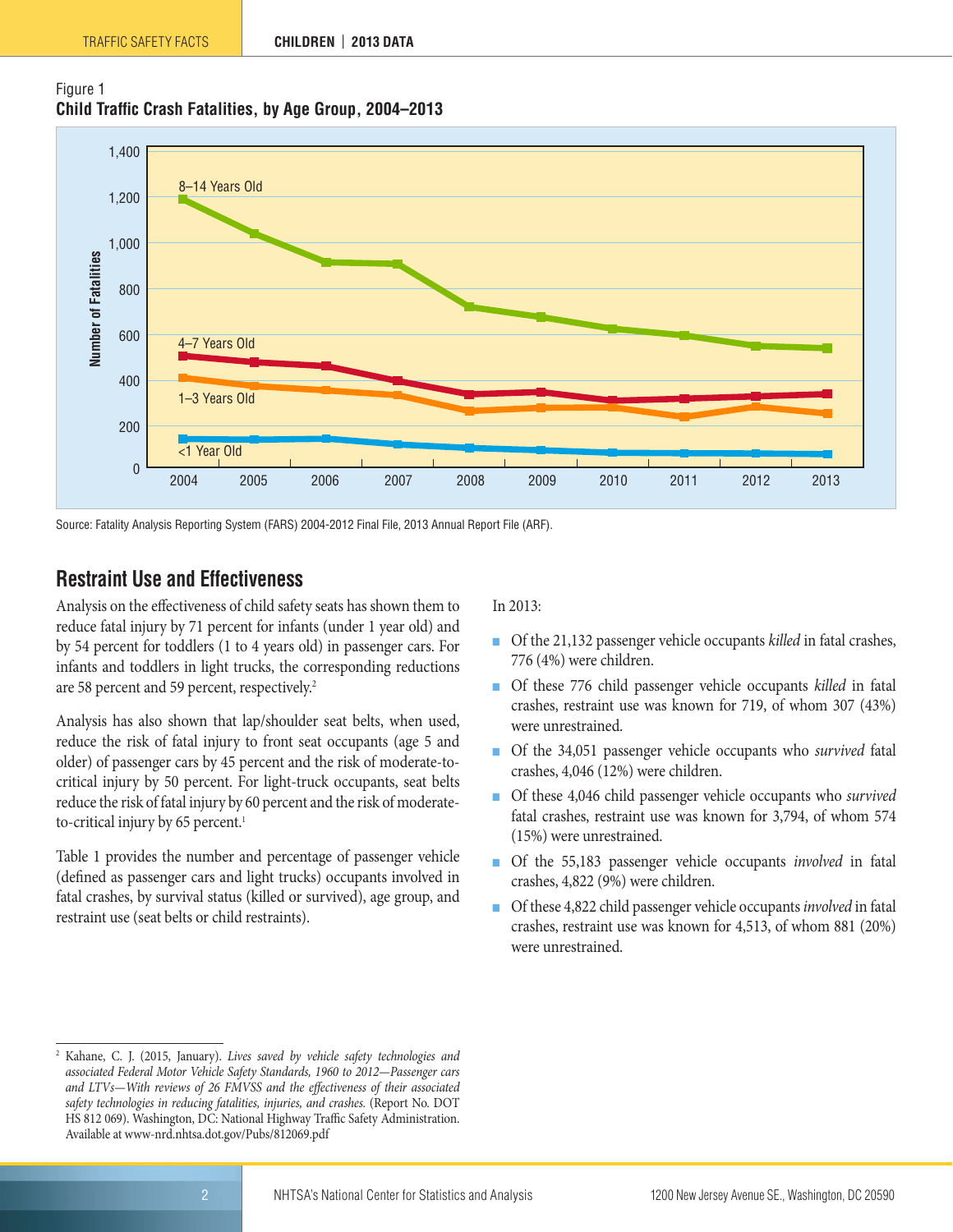Figure 1
**Child Traffic Crash Fatalities, by Age Group, 2004–2013**

Source: Fatality Analysis Reporting System (FARS) 2004-2012 Final File, 2013 Annual Report File (ARF).

## Restraint Use and Effectiveness

Analysis on the effectiveness of child safety seats has shown them to reduce fatal injury by 71 percent for infants (under 1 year old) and by 54 percent for toddlers (1 to 4 years old) in passenger cars. For infants and toddlers in light trucks, the corresponding reductions are 58 percent and 59 percent, respectively.[2]

Analysis has also shown that lap/shoulder seat belts, when used, reduce the risk of fatal injury to front seat occupants (age 5 and older) of passenger cars by 45 percent and the risk of moderate-to-critical injury by 50 percent. For light-truck occupants, seat belts reduce the risk of fatal injury by 60 percent and the risk of moderate-to-critical injury by 65 percent.[1]

Table 1 provides the number and percentage of passenger vehicle (defined as passenger cars and light trucks) occupants involved in fatal crashes, by survival status (killed or survived), age group, and restraint use (seat belts or child restraints).

In 2013:

- Of the 21,132 passenger vehicle occupants *killed* in fatal crashes, 776 (4%) were children.
- Of these 776 child passenger vehicle occupants *killed* in fatal crashes, restraint use was known for 719, of whom 307 (43%) were unrestrained.
- Of the 34,051 passenger vehicle occupants who *survived* fatal crashes, 4,046 (12%) were children.
- Of these 4,046 child passenger vehicle occupants who *survived* fatal crashes, restraint use was known for 3,794, of whom 574 (15%) were unrestrained.
- Of the 55,183 passenger vehicle occupants *involved* in fatal crashes, 4,822 (9%) were children.
- Of these 4,822 child passenger vehicle occupants *involved* in fatal crashes, restraint use was known for 4,513, of whom 881 (20%) were unrestrained.

[2] Kahane, C. J. (2015, January). *Lives saved by vehicle safety technologies and associated Federal Motor Vehicle Safety Standards, 1960 to 2012—Passenger cars and LTVs—With reviews of 26 FMVSS and the effectiveness of their associated safety technologies in reducing fatalities, injuries, and crashes.* (Report No. DOT HS 812 069). Washington, DC: National Highway Traffic Safety Administration. Available at www-nrd.nhtsa.dot.gov/Pubs/812069.pdf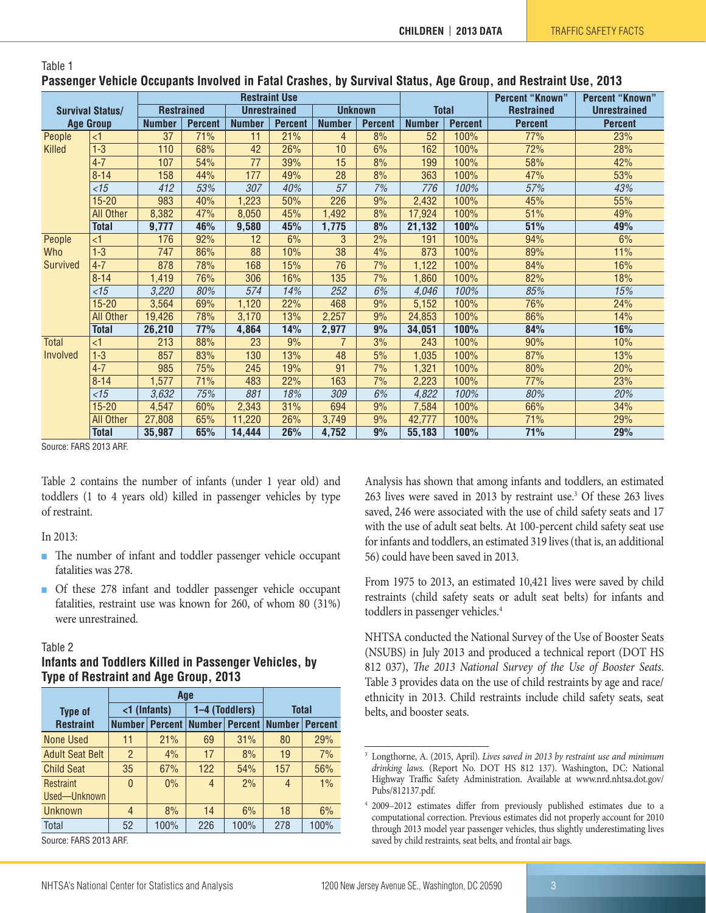Table 1

**Passenger Vehicle Occupants Involved in Fatal Crashes, by Survival Status, Age Group, and Restraint Use, 2013**

| Survival Status/ | | Restraint Use | | | | | | Total | | Percent "Known" Restrained | Percent "Known" Unrestrained |
|---|---|---|---|---|---|---|---|---|---|---|---|
| | | Restrained | | Unrestrained | | Unknown | | | | | |
| Age Group | | Number | Percent | Number | Percent | Number | Percent | Number | Percent | Percent | Percent |
| People Killed | <1 | 37 | 71% | 11 | 21% | 4 | 8% | 52 | 100% | 77% | 23% |
| | 1-3 | 110 | 68% | 42 | 26% | 10 | 6% | 162 | 100% | 72% | 28% |
| | 4-7 | 107 | 54% | 77 | 39% | 15 | 8% | 199 | 100% | 58% | 42% |
| | 8-14 | 158 | 44% | 177 | 49% | 28 | 8% | 363 | 100% | 47% | 53% |
| | *<15* | *412* | *53%* | *307* | *40%* | *57* | *7%* | *776* | *100%* | *57%* | *43%* |
| | 15-20 | 983 | 40% | 1,223 | 50% | 226 | 9% | 2,432 | 100% | 45% | 55% |
| | All Other | 8,382 | 47% | 8,050 | 45% | 1,492 | 8% | 17,924 | 100% | 51% | 49% |
| | **Total** | **9,777** | **46%** | **9,580** | **45%** | **1,775** | **8%** | **21,132** | **100%** | **51%** | **49%** |
| People Who Survived | <1 | 176 | 92% | 12 | 6% | 3 | 2% | 191 | 100% | 94% | 6% |
| | 1-3 | 747 | 86% | 88 | 10% | 38 | 4% | 873 | 100% | 89% | 11% |
| | 4-7 | 878 | 78% | 168 | 15% | 76 | 7% | 1,122 | 100% | 84% | 16% |
| | 8-14 | 1,419 | 76% | 306 | 16% | 135 | 7% | 1,860 | 100% | 82% | 18% |
| | *<15* | *3,220* | *80%* | *574* | *14%* | *252* | *6%* | *4,046* | *100%* | *85%* | *15%* |
| | 15-20 | 3,564 | 69% | 1,120 | 22% | 468 | 9% | 5,152 | 100% | 76% | 24% |
| | All Other | 19,426 | 78% | 3,170 | 13% | 2,257 | 9% | 24,853 | 100% | 86% | 14% |
| | **Total** | **26,210** | **77%** | **4,864** | **14%** | **2,977** | **9%** | **34,051** | **100%** | **84%** | **16%** |
| Total Involved | <1 | 213 | 88% | 23 | 9% | 7 | 3% | 243 | 100% | 90% | 10% |
| | 1-3 | 857 | 83% | 130 | 13% | 48 | 5% | 1,035 | 100% | 87% | 13% |
| | 4-7 | 985 | 75% | 245 | 19% | 91 | 7% | 1,321 | 100% | 80% | 20% |
| | 8-14 | 1,577 | 71% | 483 | 22% | 163 | 7% | 2,223 | 100% | 77% | 23% |
| | *<15* | *3,632* | *75%* | *881* | *18%* | *309* | *6%* | *4,822* | *100%* | *80%* | *20%* |
| | 15-20 | 4,547 | 60% | 2,343 | 31% | 694 | 9% | 7,584 | 100% | 66% | 34% |
| | All Other | 27,808 | 65% | 11,220 | 26% | 3,749 | 9% | 42,777 | 100% | 71% | 29% |
| | **Total** | **35,987** | **65%** | **14,444** | **26%** | **4,752** | **9%** | **55,183** | **100%** | **71%** | **29%** |

Source: FARS 2013 ARF.

Table 2 contains the number of infants (under 1 year old) and toddlers (1 to 4 years old) killed in passenger vehicles by type of restraint.

In 2013:

- The number of infant and toddler passenger vehicle occupant fatalities was 278.
- Of these 278 infant and toddler passenger vehicle occupant fatalities, restraint use was known for 260, of whom 80 (31%) were unrestrained.

Table 2

**Infants and Toddlers Killed in Passenger Vehicles, by Type of Restraint and Age Group, 2013**

| Type of Restraint | Age | | | | Total | |
|---|---|---|---|---|---|---|
| | <1 (Infants) | | 1–4 (Toddlers) | | | |
| | Number | Percent | Number | Percent | Number | Percent |
| None Used | 11 | 21% | 69 | 31% | 80 | 29% |
| Adult Seat Belt | 2 | 4% | 17 | 8% | 19 | 7% |
| Child Seat | 35 | 67% | 122 | 54% | 157 | 56% |
| Restraint Used—Unknown | 0 | 0% | 4 | 2% | 4 | 1% |
| Unknown | 4 | 8% | 14 | 6% | 18 | 6% |
| Total | 52 | 100% | 226 | 100% | 278 | 100% |

Source: FARS 2013 ARF.

Analysis has shown that among infants and toddlers, an estimated 263 lives were saved in 2013 by restraint use.[3] Of these 263 lives saved, 246 were associated with the use of child safety seats and 17 with the use of adult seat belts. At 100-percent child safety seat use for infants and toddlers, an estimated 319 lives (that is, an additional 56) could have been saved in 2013.

From 1975 to 2013, an estimated 10,421 lives were saved by child restraints (child safety seats or adult seat belts) for infants and toddlers in passenger vehicles.[4]

NHTSA conducted the National Survey of the Use of Booster Seats (NSUBS) in July 2013 and produced a technical report (DOT HS 812 037), *The 2013 National Survey of the Use of Booster Seats*. Table 3 provides data on the use of child restraints by age and race/ethnicity in 2013. Child restraints include child safety seats, seat belts, and booster seats.

---

[3] Longthorne, A. (2015, April). *Lives saved in 2013 by restraint use and minimum drinking laws.* (Report No. DOT HS 812 137). Washington, DC: National Highway Traffic Safety Administration. Available at www.nrd.nhtsa.dot.gov/Pubs/812137.pdf.

[4] 2009–2012 estimates differ from previously published estimates due to a computational correction. Previous estimates did not properly account for 2010 through 2013 model year passenger vehicles, thus slightly underestimating lives saved by child restraints, seat belts, and frontal air bags.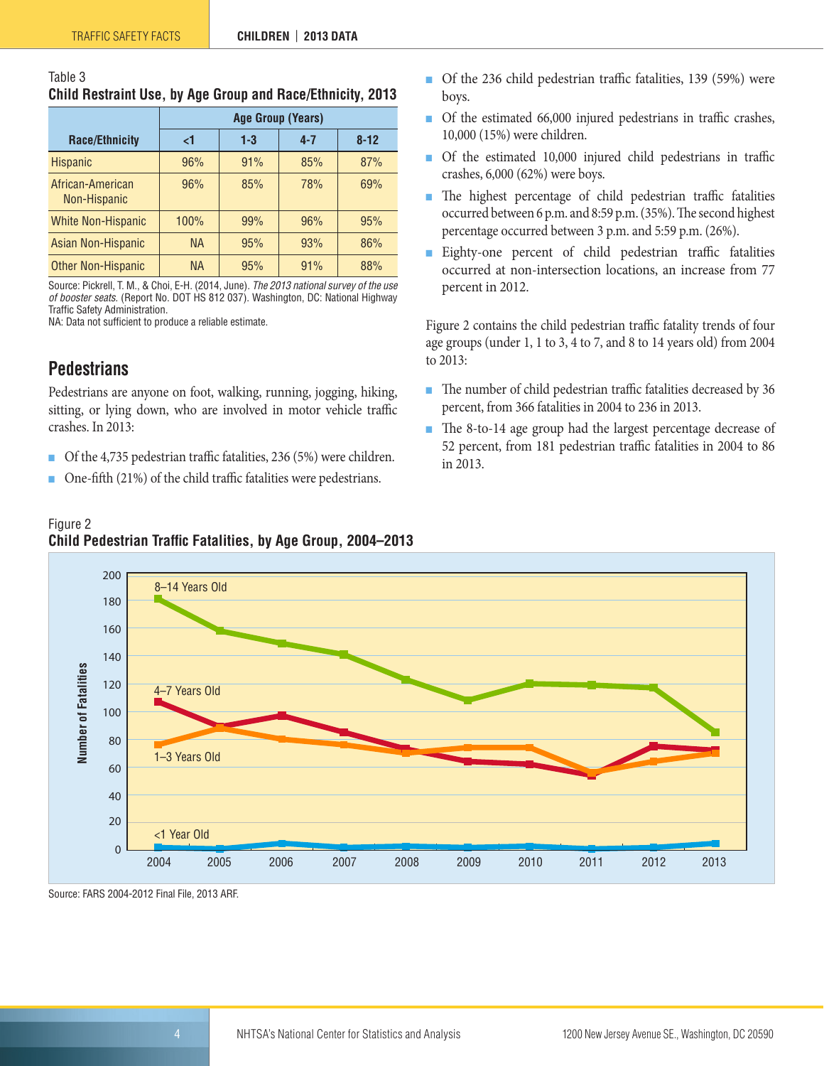Table 3
**Child Restraint Use, by Age Group and Race/Ethnicity, 2013**

| Race/Ethnicity | Age Group (Years) | | | |
|---|---|---|---|---|
| | <1 | 1-3 | 4-7 | 8-12 |
| Hispanic | 96% | 91% | 85% | 87% |
| African-American Non-Hispanic | 96% | 85% | 78% | 69% |
| White Non-Hispanic | 100% | 99% | 96% | 95% |
| Asian Non-Hispanic | NA | 95% | 93% | 86% |
| Other Non-Hispanic | NA | 95% | 91% | 88% |

Source: Pickrell, T. M., & Choi, E-H. (2014, June). *The 2013 national survey of the use of booster seats.* (Report No. DOT HS 812 037). Washington, DC: National Highway Traffic Safety Administration.
NA: Data not sufficient to produce a reliable estimate.

## Pedestrians

Pedestrians are anyone on foot, walking, running, jogging, hiking, sitting, or lying down, who are involved in motor vehicle traffic crashes. In 2013:

- Of the 4,735 pedestrian traffic fatalities, 236 (5%) were children.
- One-fifth (21%) of the child traffic fatalities were pedestrians.
- Of the 236 child pedestrian traffic fatalities, 139 (59%) were boys.
- Of the estimated 66,000 injured pedestrians in traffic crashes, 10,000 (15%) were children.
- Of the estimated 10,000 injured child pedestrians in traffic crashes, 6,000 (62%) were boys.
- The highest percentage of child pedestrian traffic fatalities occurred between 6 p.m. and 8:59 p.m. (35%). The second highest percentage occurred between 3 p.m. and 5:59 p.m. (26%).
- Eighty-one percent of child pedestrian traffic fatalities occurred at non-intersection locations, an increase from 77 percent in 2012.

Figure 2 contains the child pedestrian traffic fatality trends of four age groups (under 1, 1 to 3, 4 to 7, and 8 to 14 years old) from 2004 to 2013:

- The number of child pedestrian traffic fatalities decreased by 36 percent, from 366 fatalities in 2004 to 236 in 2013.
- The 8-to-14 age group had the largest percentage decrease of 52 percent, from 181 pedestrian traffic fatalities in 2004 to 86 in 2013.

Figure 2
**Child Pedestrian Traffic Fatalities, by Age Group, 2004–2013**

Source: FARS 2004-2012 Final File, 2013 ARF.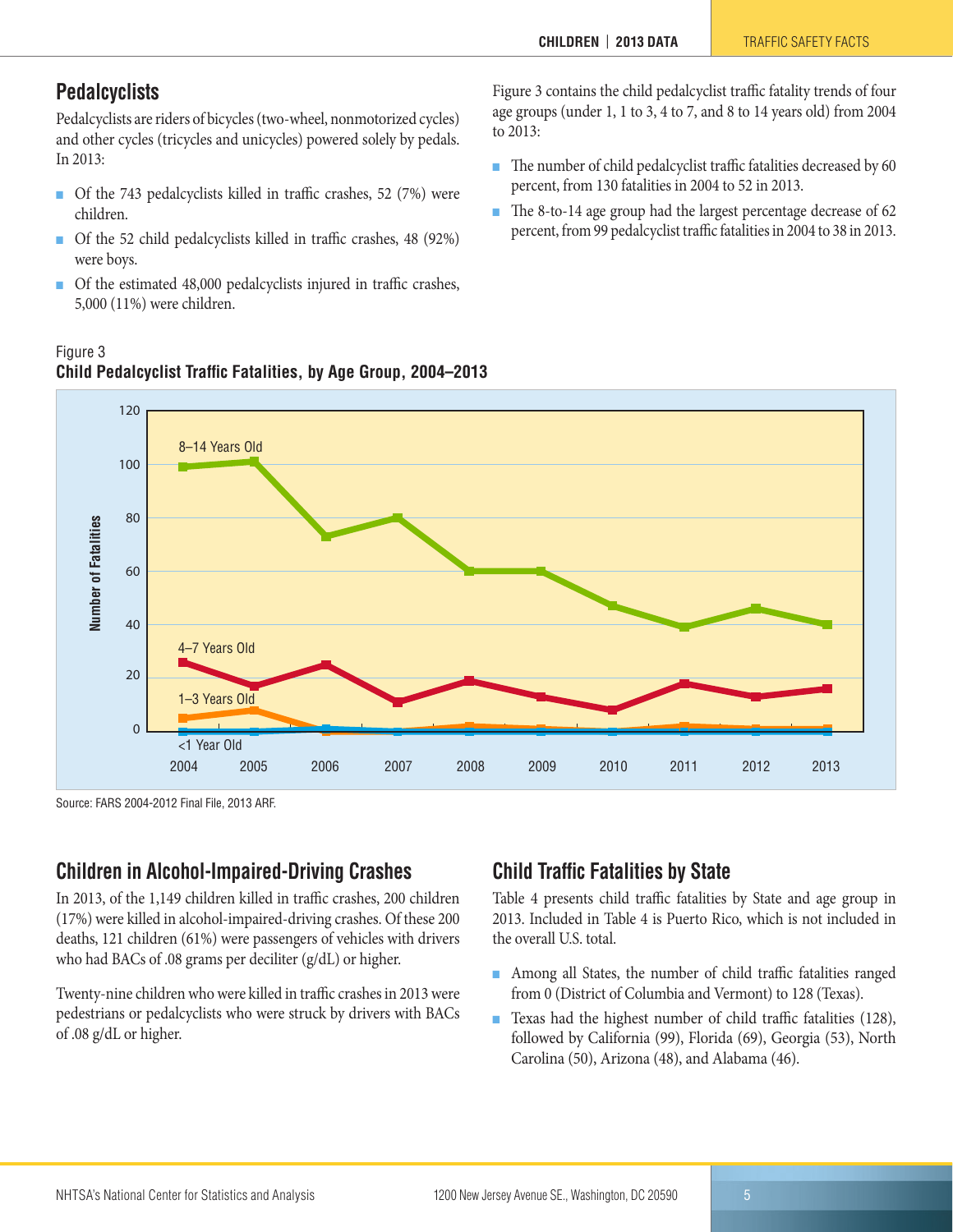## Pedalcyclists

Pedalcyclists are riders of bicycles (two-wheel, nonmotorized cycles) and other cycles (tricycles and unicycles) powered solely by pedals. In 2013:

- Of the 743 pedalcyclists killed in traffic crashes, 52 (7%) were children.
- Of the 52 child pedalcyclists killed in traffic crashes, 48 (92%) were boys.
- Of the estimated 48,000 pedalcyclists injured in traffic crashes, 5,000 (11%) were children.

Figure 3 contains the child pedalcyclist traffic fatality trends of four age groups (under 1, 1 to 3, 4 to 7, and 8 to 14 years old) from 2004 to 2013:

- The number of child pedalcyclist traffic fatalities decreased by 60 percent, from 130 fatalities in 2004 to 52 in 2013.
- The 8-to-14 age group had the largest percentage decrease of 62 percent, from 99 pedalcyclist traffic fatalities in 2004 to 38 in 2013.

Figure 3
**Child Pedalcyclist Traffic Fatalities, by Age Group, 2004–2013**

Source: FARS 2004-2012 Final File, 2013 ARF.

## Children in Alcohol-Impaired-Driving Crashes

In 2013, of the 1,149 children killed in traffic crashes, 200 children (17%) were killed in alcohol-impaired-driving crashes. Of these 200 deaths, 121 children (61%) were passengers of vehicles with drivers who had BACs of .08 grams per deciliter (g/dL) or higher.

Twenty-nine children who were killed in traffic crashes in 2013 were pedestrians or pedalcyclists who were struck by drivers with BACs of .08 g/dL or higher.

## Child Traffic Fatalities by State

Table 4 presents child traffic fatalities by State and age group in 2013. Included in Table 4 is Puerto Rico, which is not included in the overall U.S. total.

- Among all States, the number of child traffic fatalities ranged from 0 (District of Columbia and Vermont) to 128 (Texas).
- Texas had the highest number of child traffic fatalities (128), followed by California (99), Florida (69), Georgia (53), North Carolina (50), Arizona (48), and Alabama (46).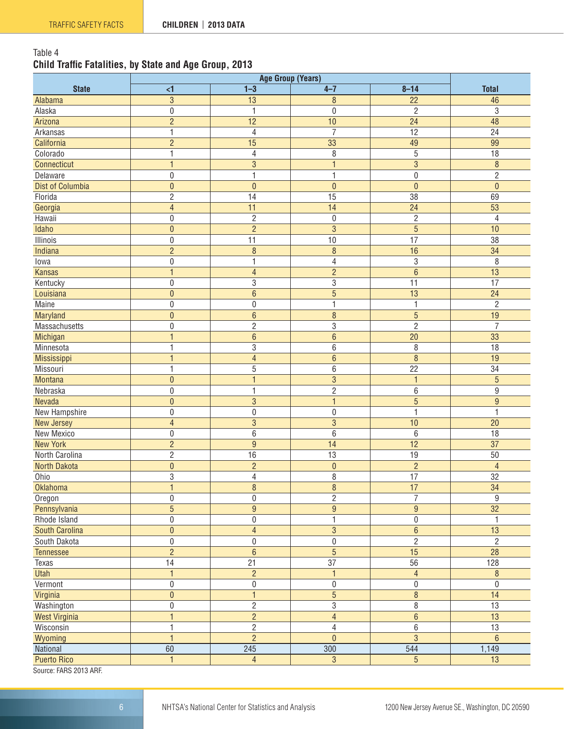Table 4
**Child Traffic Fatalities, by State and Age Group, 2013**

| State | Age Group (Years) | | | | Total |
|---|---|---|---|---|---|
| | <1 | 1–3 | 4–7 | 8–14 | |
| Alabama | 3 | 13 | 8 | 22 | 46 |
| Alaska | 0 | 1 | 0 | 2 | 3 |
| Arizona | 2 | 12 | 10 | 24 | 48 |
| Arkansas | 1 | 4 | 7 | 12 | 24 |
| California | 2 | 15 | 33 | 49 | 99 |
| Colorado | 1 | 4 | 8 | 5 | 18 |
| Connecticut | 1 | 3 | 1 | 3 | 8 |
| Delaware | 0 | 1 | 1 | 0 | 2 |
| Dist of Columbia | 0 | 0 | 0 | 0 | 0 |
| Florida | 2 | 14 | 15 | 38 | 69 |
| Georgia | 4 | 11 | 14 | 24 | 53 |
| Hawaii | 0 | 2 | 0 | 2 | 4 |
| Idaho | 0 | 2 | 3 | 5 | 10 |
| Illinois | 0 | 11 | 10 | 17 | 38 |
| Indiana | 2 | 8 | 8 | 16 | 34 |
| Iowa | 0 | 1 | 4 | 3 | 8 |
| Kansas | 1 | 4 | 2 | 6 | 13 |
| Kentucky | 0 | 3 | 3 | 11 | 17 |
| Louisiana | 0 | 6 | 5 | 13 | 24 |
| Maine | 0 | 0 | 1 | 1 | 2 |
| Maryland | 0 | 6 | 8 | 5 | 19 |
| Massachusetts | 0 | 2 | 3 | 2 | 7 |
| Michigan | 1 | 6 | 6 | 20 | 33 |
| Minnesota | 1 | 3 | 6 | 8 | 18 |
| Mississippi | 1 | 4 | 6 | 8 | 19 |
| Missouri | 1 | 5 | 6 | 22 | 34 |
| Montana | 0 | 1 | 3 | 1 | 5 |
| Nebraska | 0 | 1 | 2 | 6 | 9 |
| Nevada | 0 | 3 | 1 | 5 | 9 |
| New Hampshire | 0 | 0 | 0 | 1 | 1 |
| New Jersey | 4 | 3 | 3 | 10 | 20 |
| New Mexico | 0 | 6 | 6 | 6 | 18 |
| New York | 2 | 9 | 14 | 12 | 37 |
| North Carolina | 2 | 16 | 13 | 19 | 50 |
| North Dakota | 0 | 2 | 0 | 2 | 4 |
| Ohio | 3 | 4 | 8 | 17 | 32 |
| Oklahoma | 1 | 8 | 8 | 17 | 34 |
| Oregon | 0 | 0 | 2 | 7 | 9 |
| Pennsylvania | 5 | 9 | 9 | 9 | 32 |
| Rhode Island | 0 | 0 | 1 | 0 | 1 |
| South Carolina | 0 | 4 | 3 | 6 | 13 |
| South Dakota | 0 | 0 | 0 | 2 | 2 |
| Tennessee | 2 | 6 | 5 | 15 | 28 |
| Texas | 14 | 21 | 37 | 56 | 128 |
| Utah | 1 | 2 | 1 | 4 | 8 |
| Vermont | 0 | 0 | 0 | 0 | 0 |
| Virginia | 0 | 1 | 5 | 8 | 14 |
| Washington | 0 | 2 | 3 | 8 | 13 |
| West Virginia | 1 | 2 | 4 | 6 | 13 |
| Wisconsin | 1 | 2 | 4 | 6 | 13 |
| Wyoming | 1 | 2 | 0 | 3 | 6 |
| National | 60 | 245 | 300 | 544 | 1,149 |
| Puerto Rico | 1 | 4 | 3 | 5 | 13 |

Source: FARS 2013 ARF.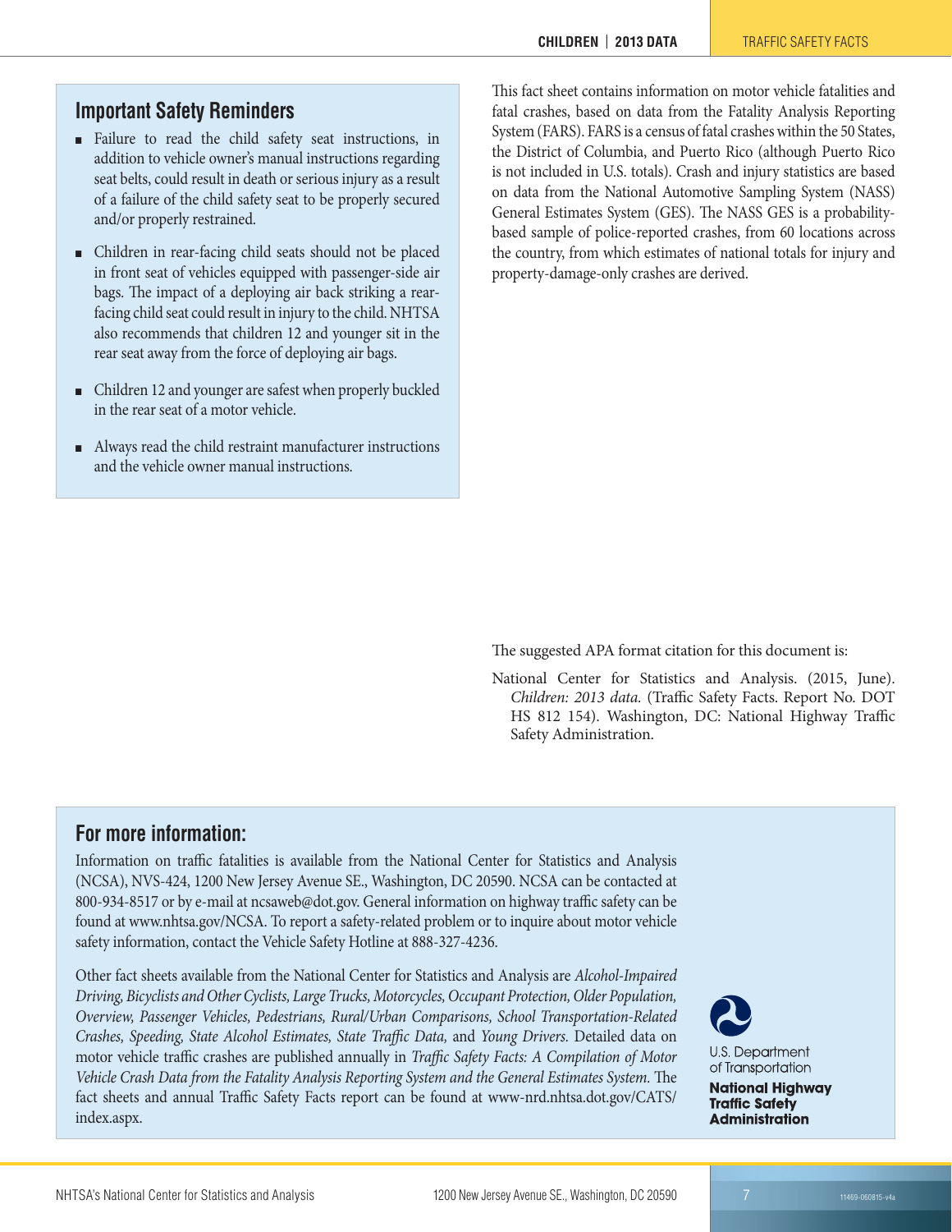## Important Safety Reminders

- Failure to read the child safety seat instructions, in addition to vehicle owner's manual instructions regarding seat belts, could result in death or serious injury as a result of a failure of the child safety seat to be properly secured and/or properly restrained.
- Children in rear-facing child seats should not be placed in front seat of vehicles equipped with passenger-side air bags. The impact of a deploying air back striking a rear-facing child seat could result in injury to the child. NHTSA also recommends that children 12 and younger sit in the rear seat away from the force of deploying air bags.
- Children 12 and younger are safest when properly buckled in the rear seat of a motor vehicle.
- Always read the child restraint manufacturer instructions and the vehicle owner manual instructions.

This fact sheet contains information on motor vehicle fatalities and fatal crashes, based on data from the Fatality Analysis Reporting System (FARS). FARS is a census of fatal crashes within the 50 States, the District of Columbia, and Puerto Rico (although Puerto Rico is not included in U.S. totals). Crash and injury statistics are based on data from the National Automotive Sampling System (NASS) General Estimates System (GES). The NASS GES is a probability-based sample of police-reported crashes, from 60 locations across the country, from which estimates of national totals for injury and property-damage-only crashes are derived.

The suggested APA format citation for this document is:

National Center for Statistics and Analysis. (2015, June). *Children: 2013 data.* (Traffic Safety Facts. Report No. DOT HS 812 154). Washington, DC: National Highway Traffic Safety Administration.

## For more information:

Information on traffic fatalities is available from the National Center for Statistics and Analysis (NCSA), NVS-424, 1200 New Jersey Avenue SE., Washington, DC 20590. NCSA can be contacted at 800-934-8517 or by e-mail at ncsaweb@dot.gov. General information on highway traffic safety can be found at www.nhtsa.gov/NCSA. To report a safety-related problem or to inquire about motor vehicle safety information, contact the Vehicle Safety Hotline at 888-327-4236.

Other fact sheets available from the National Center for Statistics and Analysis are *Alcohol-Impaired Driving, Bicyclists and Other Cyclists, Large Trucks, Motorcycles, Occupant Protection, Older Population, Overview, Passenger Vehicles, Pedestrians, Rural/Urban Comparisons, School Transportation-Related Crashes, Speeding, State Alcohol Estimates, State Traffic Data,* and *Young Drivers.* Detailed data on motor vehicle traffic crashes are published annually in *Traffic Safety Facts: A Compilation of Motor Vehicle Crash Data from the Fatality Analysis Reporting System and the General Estimates System.* The fact sheets and annual Traffic Safety Facts report can be found at www-nrd.nhtsa.dot.gov/CATS/index.aspx.

U.S. Department of Transportation
**National Highway Traffic Safety Administration**